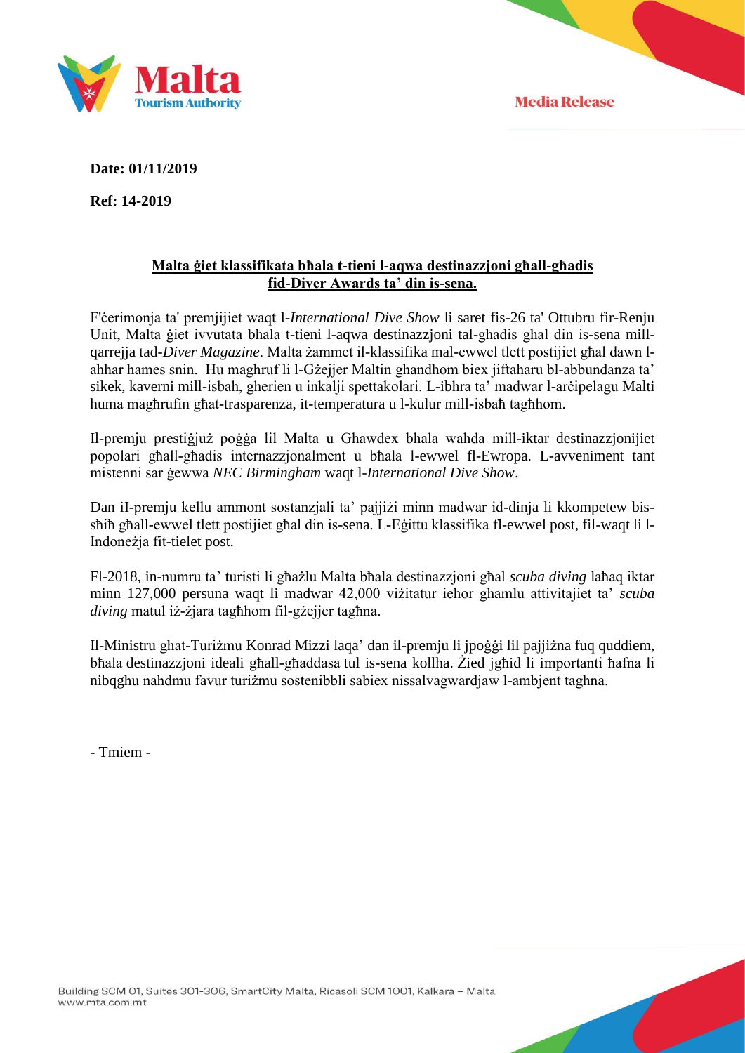Malta Tourism Authority

**Media Release**

**Date: 01/11/2019**

**Ref: 14-2019**

**Malta ġiet klassifikata bħala t-tieni l-aqwa destinazzjoni għall-għadis fid-Diver Awards ta' din is-sena.**

F'ċerimonja ta' premjijiet waqt l-*International Dive Show* li saret fis-26 ta' Ottubru fir-Renju Unit, Malta ġiet ivvutata bħala t-tieni l-aqwa destinazzjoni tal-għadis għal din is-sena mill-qarrejja tad-*Diver Magazine*. Malta żammet il-klassifika mal-ewwel tlett postijiet għal dawn l-aħħar ħames snin. Hu magħruf li l-Gżejjer Maltin għandhom biex jiftaħaru bl-abbundanza ta' sikek, kaverni mill-isbaħ, għerien u inkalji spettakolari. L-ibħra ta' madwar l-arċipelagu Malti huma magħrufin għat-trasparenza, it-temperatura u l-kulur mill-isbaħ tagħhom.

Il-premju prestiġjuż poġġa lil Malta u Għawdex bħala waħda mill-iktar destinazzjonijiet popolari għall-għadis internazzjonalment u bħala l-ewwel fl-Ewropa. L-avveniment tant mistenni sar ġewwa *NEC Birmingham* waqt l-*International Dive Show*.

Dan iI-premju kellu ammont sostanzjali ta' pajjiżi minn madwar id-dinja li kkompetew bis-sħiħ għall-ewwel tlett postijiet għal din is-sena. L-Eġittu klassifika fl-ewwel post, fil-waqt li l-Indoneżja fit-tielet post.

Fl-2018, in-numru ta' turisti li għażlu Malta bħala destinazzjoni għal *scuba diving* laħaq iktar minn 127,000 persuna waqt li madwar 42,000 viżitatur ieħor għamlu attivitajiet ta' *scuba diving* matul iż-żjara tagħhom fil-gżejjer tagħna.

Il-Ministru għat-Turiżmu Konrad Mizzi laqa' dan il-premju li jpoġġi lil pajjiżna fuq quddiem, bħala destinazzjoni ideali għall-għaddasa tul is-sena kollha. Żied jgħid li importanti ħafna li nibqgħu naħdmu favur turiżmu sostenibbli sabiex nissalvagwardjaw l-ambjent tagħna.

- Tmiem -

Building SCM 01, Suites 301-306, SmartCity Malta, Ricasoli SCM 1001, Kalkara – Malta
www.mta.com.mt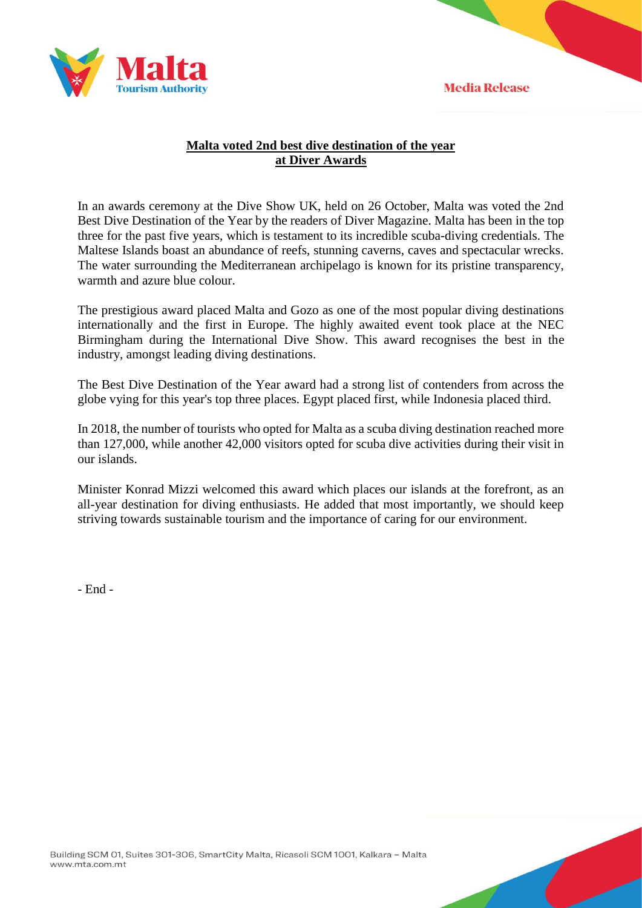Media Release

## Malta voted 2nd best dive destination of the year at Diver Awards

In an awards ceremony at the Dive Show UK, held on 26 October, Malta was voted the 2nd Best Dive Destination of the Year by the readers of Diver Magazine. Malta has been in the top three for the past five years, which is testament to its incredible scuba-diving credentials. The Maltese Islands boast an abundance of reefs, stunning caverns, caves and spectacular wrecks. The water surrounding the Mediterranean archipelago is known for its pristine transparency, warmth and azure blue colour.

The prestigious award placed Malta and Gozo as one of the most popular diving destinations internationally and the first in Europe. The highly awaited event took place at the NEC Birmingham during the International Dive Show. This award recognises the best in the industry, amongst leading diving destinations.

The Best Dive Destination of the Year award had a strong list of contenders from across the globe vying for this year's top three places. Egypt placed first, while Indonesia placed third.

In 2018, the number of tourists who opted for Malta as a scuba diving destination reached more than 127,000, while another 42,000 visitors opted for scuba dive activities during their visit in our islands.

Minister Konrad Mizzi welcomed this award which places our islands at the forefront, as an all-year destination for diving enthusiasts. He added that most importantly, we should keep striving towards sustainable tourism and the importance of caring for our environment.

- End -

Building SCM 01, Suites 301-306, SmartCity Malta, Ricasoli SCM 1001, Kalkara – Malta
www.mta.com.mt